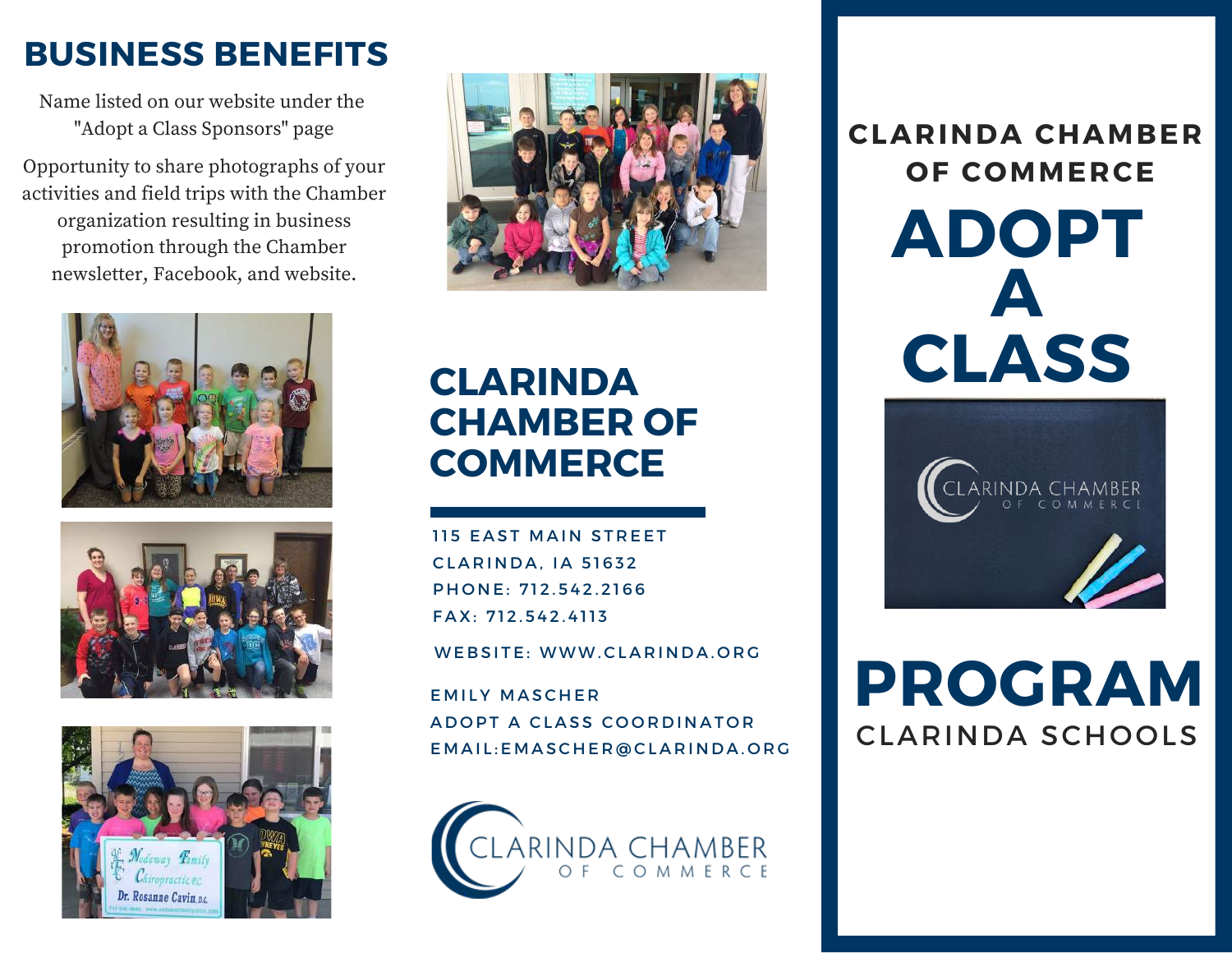## BUSINESS BENEFITS

Name listed on our website under the "Adopt a Class Sponsors" page

Opportunity to share photographs of your activities and field trips with the Chamber organization resulting in business promotion through the Chamber newsletter, Facebook, and website.

## CLARINDA CHAMBER OF COMMERCE

115 EAST MAIN STREET
CLARINDA, IA 51632
PHONE: 712.542.2166
FAX: 712.542.4113

WEBSITE: WWW.CLARINDA.ORG

EMILY MASCHER
ADOPT A CLASS COORDINATOR
EMAIL:EMASCHER@CLARINDA.ORG

CLARINDA CHAMBER OF COMMERCE

## CLARINDA CHAMBER OF COMMERCE

# ADOPT A CLASS

# PROGRAM

CLARINDA SCHOOLS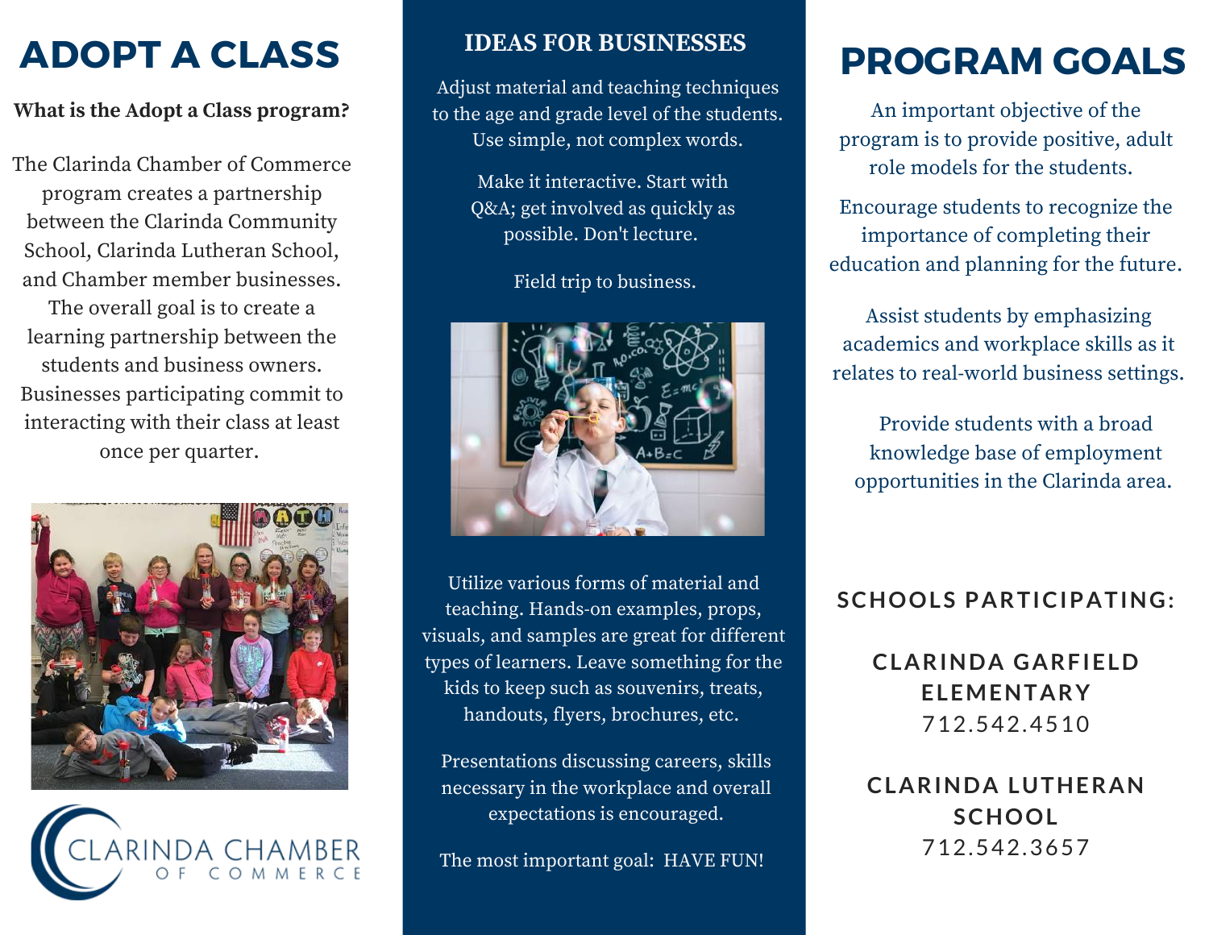# ADOPT A CLASS

**What is the Adopt a Class program?**

The Clarinda Chamber of Commerce program creates a partnership between the Clarinda Community School, Clarinda Lutheran School, and Chamber member businesses. The overall goal is to create a learning partnership between the students and business owners. Businesses participating commit to interacting with their class at least once per quarter.

CLARINDA CHAMBER OF COMMERCE

## IDEAS FOR BUSINESSES

Adjust material and teaching techniques to the age and grade level of the students. Use simple, not complex words.

Make it interactive. Start with Q&A; get involved as quickly as possible. Don't lecture.

Field trip to business.

Utilize various forms of material and teaching. Hands-on examples, props, visuals, and samples are great for different types of learners. Leave something for the kids to keep such as souvenirs, treats, handouts, flyers, brochures, etc.

Presentations discussing careers, skills necessary in the workplace and overall expectations is encouraged.

The most important goal: HAVE FUN!

# PROGRAM GOALS

An important objective of the program is to provide positive, adult role models for the students.

Encourage students to recognize the importance of completing their education and planning for the future.

Assist students by emphasizing academics and workplace skills as it relates to real-world business settings.

Provide students with a broad knowledge base of employment opportunities in the Clarinda area.

### SCHOOLS PARTICIPATING:

**CLARINDA GARFIELD ELEMENTARY**
712.542.4510

**CLARINDA LUTHERAN SCHOOL**
712.542.3657